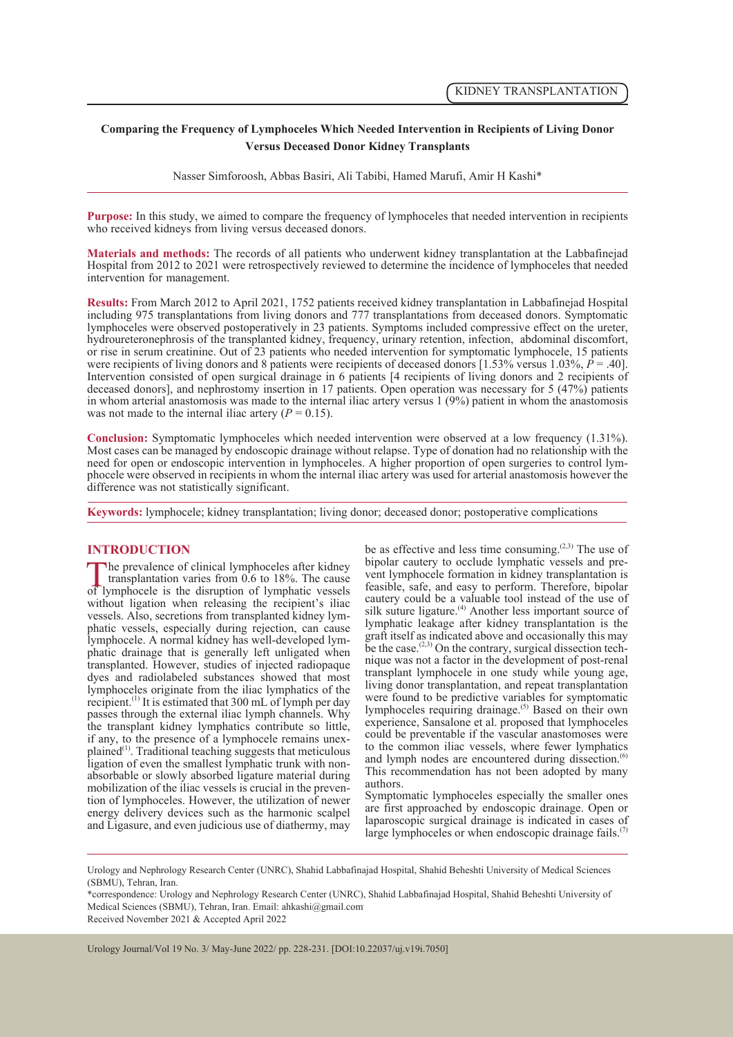KIDNEY TRANSPLANTATION

# Comparing the Frequency of Lymphoceles Which Needed Intervention in Recipients of Living Donor Versus Deceased Donor Kidney Transplants

Nasser Simforoosh, Abbas Basiri, Ali Tabibi, Hamed Marufi, Amir H Kashi*

**Purpose:** In this study, we aimed to compare the frequency of lymphoceles that needed intervention in recipients who received kidneys from living versus deceased donors.

**Materials and methods:** The records of all patients who underwent kidney transplantation at the Labbafinejad Hospital from 2012 to 2021 were retrospectively reviewed to determine the incidence of lymphoceles that needed intervention for management.

**Results:** From March 2012 to April 2021, 1752 patients received kidney transplantation in Labbafinejad Hospital including 975 transplantations from living donors and 777 transplantations from deceased donors. Symptomatic lymphoceles were observed postoperatively in 23 patients. Symptoms included compressive effect on the ureter, hydroureteronephrosis of the transplanted kidney, frequency, urinary retention, infection, abdominal discomfort, or rise in serum creatinine. Out of 23 patients who needed intervention for symptomatic lymphocele, 15 patients were recipients of living donors and 8 patients were recipients of deceased donors [1.53% versus 1.03%, $P = .40$]. Intervention consisted of open surgical drainage in 6 patients [4 recipients of living donors and 2 recipients of deceased donors], and nephrostomy insertion in 17 patients. Open operation was necessary for 5 (47%) patients in whom arterial anastomosis was made to the internal iliac artery versus 1 (9%) patient in whom the anastomosis was not made to the internal iliac artery ($P = 0.15$).

**Conclusion:** Symptomatic lymphoceles which needed intervention were observed at a low frequency (1.31%). Most cases can be managed by endoscopic drainage without relapse. Type of donation had no relationship with the need for open or endoscopic intervention in lymphoceles. A higher proportion of open surgeries to control lymphocele were observed in recipients in whom the internal iliac artery was used for arterial anastomosis however the difference was not statistically significant.

**Keywords:** lymphocele; kidney transplantation; living donor; deceased donor; postoperative complications

## INTRODUCTION

The prevalence of clinical lymphoceles after kidney transplantation varies from 0.6 to 18%. The cause of lymphocele is the disruption of lymphatic vessels without ligation when releasing the recipient's iliac vessels. Also, secretions from transplanted kidney lymphatic vessels, especially during rejection, can cause lymphocele. A normal kidney has well-developed lymphatic drainage that is generally left unligated when transplanted. However, studies of injected radiopaque dyes and radiolabeled substances showed that most lymphoceles originate from the iliac lymphatics of the recipient.[1] It is estimated that 300 mL of lymph per day passes through the external iliac lymph channels. Why the transplant kidney lymphatics contribute so little, if any, to the presence of a lymphocele remains unexplained[1]. Traditional teaching suggests that meticulous ligation of even the smallest lymphatic trunk with nonabsorbable or slowly absorbed ligature material during mobilization of the iliac vessels is crucial in the prevention of lymphoceles. However, the utilization of newer energy delivery devices such as the harmonic scalpel and Ligasure, and even judicious use of diathermy, may be as effective and less time consuming.[2,3] The use of bipolar cautery to occlude lymphatic vessels and prevent lymphocele formation in kidney transplantation is feasible, safe, and easy to perform. Therefore, bipolar cautery could be a valuable tool instead of the use of silk suture ligature.[4] Another less important source of lymphatic leakage after kidney transplantation is the graft itself as indicated above and occasionally this may be the case.[2,3] On the contrary, surgical dissection technique was not a factor in the development of post-renal transplant lymphocele in one study while young age, living donor transplantation, and repeat transplantation were found to be predictive variables for symptomatic lymphoceles requiring drainage.[5] Based on their own experience, Sansalone et al. proposed that lymphoceles could be preventable if the vascular anastomoses were to the common iliac vessels, where fewer lymphatics and lymph nodes are encountered during dissection.[6] This recommendation has not been adopted by many authors.

Symptomatic lymphoceles especially the smaller ones are first approached by endoscopic drainage. Open or laparoscopic surgical drainage is indicated in cases of large lymphoceles or when endoscopic drainage fails.[7]

Urology and Nephrology Research Center (UNRC), Shahid Labbafinajad Hospital, Shahid Beheshti University of Medical Sciences (SBMU), Tehran, Iran.

*correspondence: Urology and Nephrology Research Center (UNRC), Shahid Labbafinajad Hospital, Shahid Beheshti University of Medical Sciences (SBMU), Tehran, Iran. Email: ahkashi@gmail.com

Received November 2021 & Accepted April 2022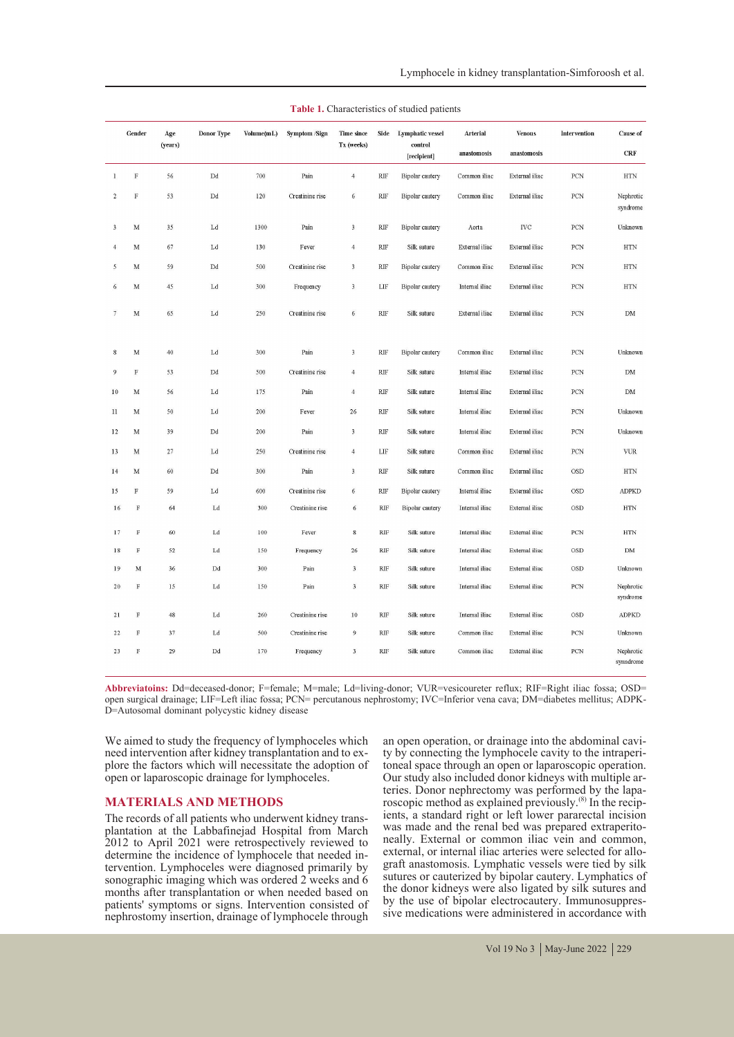**Table 1.** Characteristics of studied patients

| | Gender | Age (years) | Donor Type | Volume(mL) | Symptom /Sign | Time since Tx (weeks) | Side | Lymphatic vessel control [recipient] | Arterial anastomosis | Venous anastomosis | Intervention | Cause of CRF |
|---|---|---|---|---|---|---|---|---|---|---|---|---|
| 1 | F | 56 | Dd | 700 | Pain | 4 | RIF | Bipolar cautery | Common iliac | External iliac | PCN | HTN |
| 2 | F | 53 | Dd | 120 | Creatinine rise | 6 | RIF | Bipolar cautery | Common iliac | External iliac | PCN | Nephrotic syndrome |
| 3 | M | 35 | Ld | 1300 | Pain | 3 | RIF | Bipolar cautery | Aorta | IVC | PCN | Unknown |
| 4 | M | 67 | Ld | 130 | Fever | 4 | RIF | Silk suture | External iliac | External iliac | PCN | HTN |
| 5 | M | 59 | Dd | 500 | Creatinine rise | 3 | RIF | Bipolar cautery | Common iliac | External iliac | PCN | HTN |
| 6 | M | 45 | Ld | 300 | Frequency | 3 | LIF | Bipolar cautery | Internal iliac | External iliac | PCN | HTN |
| 7 | M | 65 | Ld | 250 | Creatinine rise | 6 | RIF | Silk suture | External iliac | External iliac | PCN | DM |
| 8 | M | 40 | Ld | 300 | Pain | 3 | RIF | Bipolar cautery | Common iliac | External iliac | PCN | Unknown |
| 9 | F | 53 | Dd | 500 | Creatinine rise | 4 | RIF | Silk suture | Internal iliac | External iliac | PCN | DM |
| 10 | M | 56 | Ld | 175 | Pain | 4 | RIF | Silk suture | Internal iliac | External iliac | PCN | DM |
| 11 | M | 50 | Ld | 200 | Fever | 26 | RIF | Silk suture | Internal iliac | External iliac | PCN | Unknown |
| 12 | M | 39 | Dd | 200 | Pain | 3 | RIF | Silk suture | Internal iliac | External iliac | PCN | Unknown |
| 13 | M | 27 | Ld | 250 | Creatinine rise | 4 | LIF | Silk suture | Common iliac | External iliac | PCN | VUR |
| 14 | M | 60 | Dd | 300 | Pain | 3 | RIF | Silk suture | Common iliac | External iliac | OSD | HTN |
| 15 | F | 59 | Ld | 600 | Creatinine rise | 6 | RIF | Bipolar cautery | Internal iliac | External iliac | OSD | ADPKD |
| 16 | F | 64 | Ld | 300 | Creatinine rise | 6 | RIF | Bipolar cautery | Internal iliac | External iliac | OSD | HTN |
| 17 | F | 60 | Ld | 100 | Fever | 8 | RIF | Silk suture | Internal iliac | External iliac | PCN | HTN |
| 18 | F | 52 | Ld | 150 | Frequency | 26 | RIF | Silk suture | Internal iliac | External iliac | OSD | DM |
| 19 | M | 36 | Dd | 300 | Pain | 3 | RIF | Silk suture | Internal iliac | External iliac | OSD | Unknown |
| 20 | F | 15 | Ld | 150 | Pain | 3 | RIF | Silk suture | Internal iliac | External iliac | PCN | Nephrotic syndrome |
| 21 | F | 48 | Ld | 260 | Creatinine rise | 10 | RIF | Silk suture | Internal iliac | External iliac | OSD | ADPKD |
| 22 | F | 37 | Ld | 500 | Creatinine rise | 9 | RIF | Silk suture | Common iliac | External iliac | PCN | Unknown |
| 23 | F | 29 | Dd | 170 | Frequency | 3 | RIF | Silk suture | Common iliac | External iliac | PCN | Nephrotic syndrome |

**Abbreviatoins:** Dd=deceased-donor; F=female; M=male; Ld=living-donor; VUR=vesicoureter reflux; RIF=Right iliac fossa; OSD= open surgical drainage; LIF=Left iliac fossa; PCN= percutanous nephrostomy; IVC=Inferior vena cava; DM=diabetes mellitus; ADPK-D=Autosomal dominant polycystic kidney disease

We aimed to study the frequency of lymphoceles which need intervention after kidney transplantation and to explore the factors which will necessitate the adoption of open or laparoscopic drainage for lymphoceles.

## MATERIALS AND METHODS

The records of all patients who underwent kidney transplantation at the Labbafinejad Hospital from March 2012 to April 2021 were retrospectively reviewed to determine the incidence of lymphocele that needed intervention. Lymphoceles were diagnosed primarily by sonographic imaging which was ordered 2 weeks and 6 months after transplantation or when needed based on patients' symptoms or signs. Intervention consisted of nephrostomy insertion, drainage of lymphocele through an open operation, or drainage into the abdominal cavity by connecting the lymphocele cavity to the intraperitoneal space through an open or laparoscopic operation. Our study also included donor kidneys with multiple arteries. Donor nephrectomy was performed by the laparoscopic method as explained previously.[8] In the recipients, a standard right or left lower pararectal incision was made and the renal bed was prepared extraperitoneally. External or common iliac vein and common, external, or internal iliac arteries were selected for allograft anastomosis. Lymphatic vessels were tied by silk sutures or cauterized by bipolar cautery. Lymphatics of the donor kidneys were also ligated by silk sutures and by the use of bipolar electrocautery. Immunosuppressive medications were administered in accordance with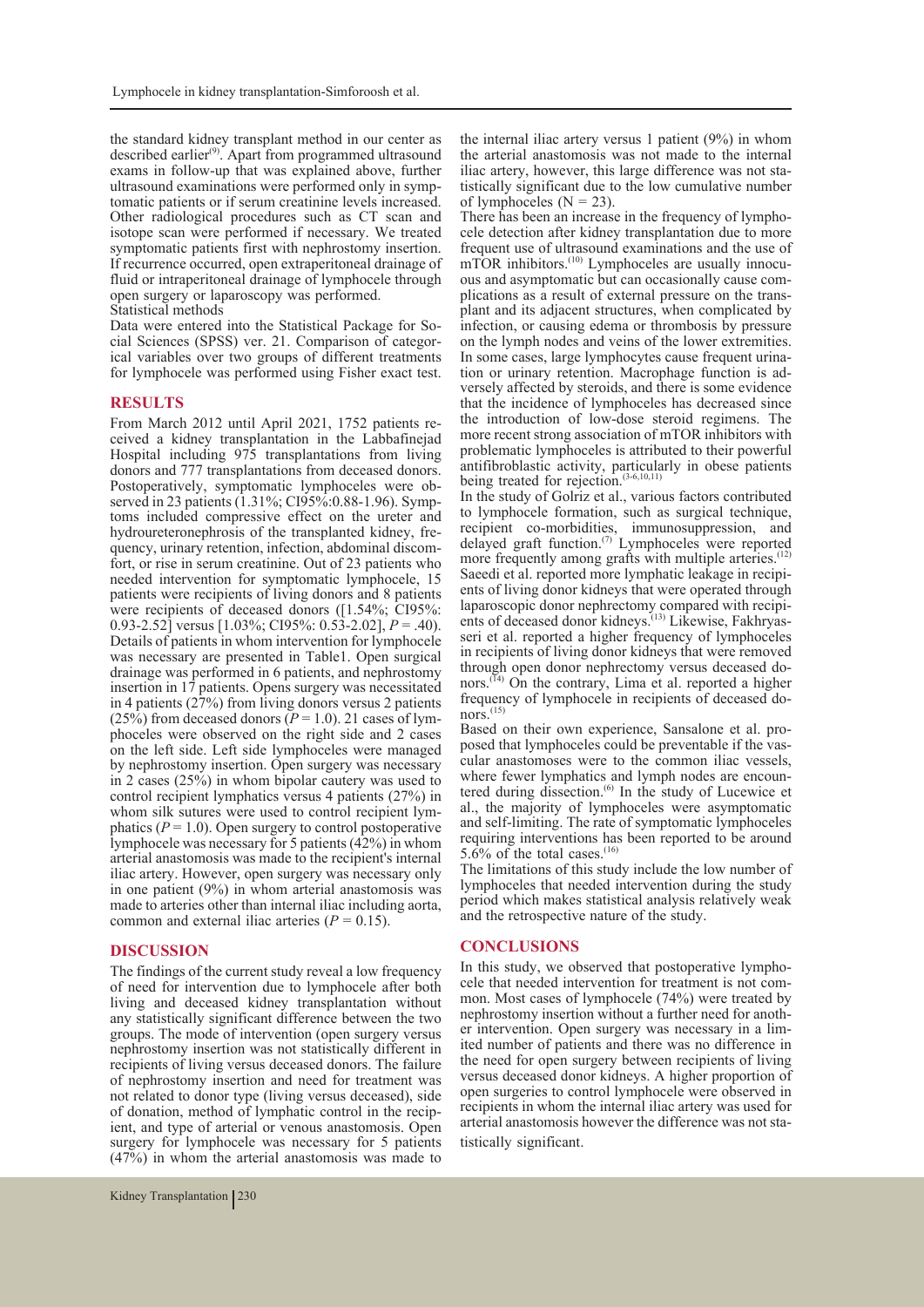the standard kidney transplant method in our center as described earlier[9]. Apart from programmed ultrasound exams in follow-up that was explained above, further ultrasound examinations were performed only in symptomatic patients or if serum creatinine levels increased. Other radiological procedures such as CT scan and isotope scan were performed if necessary. We treated symptomatic patients first with nephrostomy insertion. If recurrence occurred, open extraperitoneal drainage of fluid or intraperitoneal drainage of lymphocele through open surgery or laparoscopy was performed.

Statistical methods

Data were entered into the Statistical Package for Social Sciences (SPSS) ver. 21. Comparison of categorical variables over two groups of different treatments for lymphocele was performed using Fisher exact test.

## RESULTS

From March 2012 until April 2021, 1752 patients received a kidney transplantation in the Labbafinejad Hospital including 975 transplantations from living donors and 777 transplantations from deceased donors. Postoperatively, symptomatic lymphoceles were observed in 23 patients (1.31%; CI95%:0.88-1.96). Symptoms included compressive effect on the ureter and hydroureteronephrosis of the transplanted kidney, frequency, urinary retention, infection, abdominal discomfort, or rise in serum creatinine. Out of 23 patients who needed intervention for symptomatic lymphocele, 15 patients were recipients of living donors and 8 patients were recipients of deceased donors ([1.54%; CI95%: 0.93-2.52] versus [1.03%; CI95%: 0.53-2.02], $P = .40$). Details of patients in whom intervention for lymphocele was necessary are presented in Table1. Open surgical drainage was performed in 6 patients, and nephrostomy insertion in 17 patients. Opens surgery was necessitated in 4 patients (27%) from living donors versus 2 patients (25%) from deceased donors ($P = 1.0$). 21 cases of lymphoceles were observed on the right side and 2 cases on the left side. Left side lymphoceles were managed by nephrostomy insertion. Open surgery was necessary in 2 cases (25%) in whom bipolar cautery was used to control recipient lymphatics versus 4 patients (27%) in whom silk sutures were used to control recipient lymphatics ($P = 1.0$). Open surgery to control postoperative lymphocele was necessary for 5 patients (42%) in whom arterial anastomosis was made to the recipient's internal iliac artery. However, open surgery was necessary only in one patient (9%) in whom arterial anastomosis was made to arteries other than internal iliac including aorta, common and external iliac arteries ($P = 0.15$).

## DISCUSSION

The findings of the current study reveal a low frequency of need for intervention due to lymphocele after both living and deceased kidney transplantation without any statistically significant difference between the two groups. The mode of intervention (open surgery versus nephrostomy insertion was not statistically different in recipients of living versus deceased donors. The failure of nephrostomy insertion and need for treatment was not related to donor type (living versus deceased), side of donation, method of lymphatic control in the recipient, and type of arterial or venous anastomosis. Open surgery for lymphocele was necessary for 5 patients (47%) in whom the arterial anastomosis was made to the internal iliac artery versus 1 patient (9%) in whom the arterial anastomosis was not made to the internal iliac artery, however, this large difference was not statistically significant due to the low cumulative number of lymphoceles (N = 23).

There has been an increase in the frequency of lymphocele detection after kidney transplantation due to more frequent use of ultrasound examinations and the use of mTOR inhibitors.[10] Lymphoceles are usually innocuous and asymptomatic but can occasionally cause complications as a result of external pressure on the transplant and its adjacent structures, when complicated by infection, or causing edema or thrombosis by pressure on the lymph nodes and veins of the lower extremities. In some cases, large lymphocytes cause frequent urination or urinary retention. Macrophage function is adversely affected by steroids, and there is some evidence that the incidence of lymphoceles has decreased since the introduction of low-dose steroid regimens. The more recent strong association of mTOR inhibitors with problematic lymphoceles is attributed to their powerful antifibroblastic activity, particularly in obese patients being treated for rejection.[3-6,10,11]

In the study of Golriz et al., various factors contributed to lymphocele formation, such as surgical technique, recipient co-morbidities, immunosuppression, and delayed graft function.[7] Lymphoceles were reported more frequently among grafts with multiple arteries.[12] Saeedi et al. reported more lymphatic leakage in recipients of living donor kidneys that were operated through laparoscopic donor nephrectomy compared with recipients of deceased donor kidneys.[13] Likewise, Fakhryasseri et al. reported a higher frequency of lymphoceles in recipients of living donor kidneys that were removed through open donor nephrectomy versus deceased donors.[14] On the contrary, Lima et al. reported a higher frequency of lymphocele in recipients of deceased donors.[15]

Based on their own experience, Sansalone et al. proposed that lymphoceles could be preventable if the vascular anastomoses were to the common iliac vessels, where fewer lymphatics and lymph nodes are encountered during dissection.[6] In the study of Lucewice et al., the majority of lymphoceles were asymptomatic and self-limiting. The rate of symptomatic lymphoceles requiring interventions has been reported to be around 5.6% of the total cases.[16]

The limitations of this study include the low number of lymphoceles that needed intervention during the study period which makes statistical analysis relatively weak and the retrospective nature of the study.

## CONCLUSIONS

In this study, we observed that postoperative lymphocele that needed intervention for treatment is not common. Most cases of lymphocele (74%) were treated by nephrostomy insertion without a further need for another intervention. Open surgery was necessary in a limited number of patients and there was no difference in the need for open surgery between recipients of living versus deceased donor kidneys. A higher proportion of open surgeries to control lymphocele were observed in recipients in whom the internal iliac artery was used for arterial anastomosis however the difference was not statistically significant.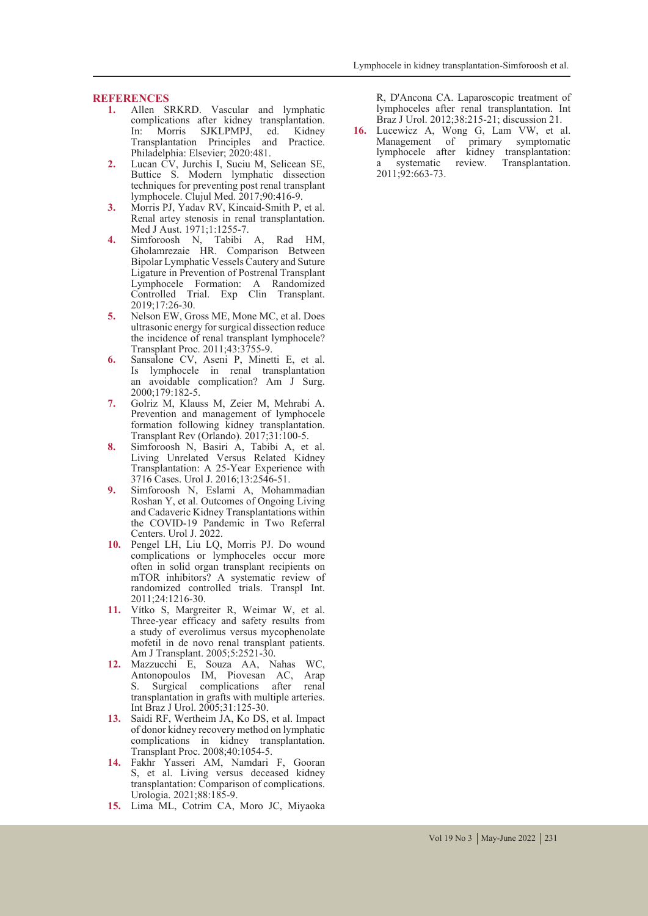## REFERENCES

1. Allen SRKRD. Vascular and lymphatic complications after kidney transplantation. In: Morris SJKLPMPJ, ed. Kidney Transplantation Principles and Practice. Philadelphia: Elsevier; 2020:481.
2. Lucan CV, Jurchis I, Suciu M, Selicean SE, Buttice S. Modern lymphatic dissection techniques for preventing post renal transplant lymphocele. Clujul Med. 2017;90:416-9.
3. Morris PJ, Yadav RV, Kincaid-Smith P, et al. Renal artey stenosis in renal transplantation. Med J Aust. 1971;1:1255-7.
4. Simforoosh N, Tabibi A, Rad HM, Gholamrezaie HR. Comparison Between Bipolar Lymphatic Vessels Cautery and Suture Ligature in Prevention of Postrenal Transplant Lymphocele Formation: A Randomized Controlled Trial. Exp Clin Transplant. 2019;17:26-30.
5. Nelson EW, Gross ME, Mone MC, et al. Does ultrasonic energy for surgical dissection reduce the incidence of renal transplant lymphocele? Transplant Proc. 2011;43:3755-9.
6. Sansalone CV, Aseni P, Minetti E, et al. Is lymphocele in renal transplantation an avoidable complication? Am J Surg. 2000;179:182-5.
7. Golriz M, Klauss M, Zeier M, Mehrabi A. Prevention and management of lymphocele formation following kidney transplantation. Transplant Rev (Orlando). 2017;31:100-5.
8. Simforoosh N, Basiri A, Tabibi A, et al. Living Unrelated Versus Related Kidney Transplantation: A 25-Year Experience with 3716 Cases. Urol J. 2016;13:2546-51.
9. Simforoosh N, Eslami A, Mohammadian Roshan Y, et al. Outcomes of Ongoing Living and Cadaveric Kidney Transplantations within the COVID-19 Pandemic in Two Referral Centers. Urol J. 2022.
10. Pengel LH, Liu LQ, Morris PJ. Do wound complications or lymphoceles occur more often in solid organ transplant recipients on mTOR inhibitors? A systematic review of randomized controlled trials. Transpl Int. 2011;24:1216-30.
11. Vítko S, Margreiter R, Weimar W, et al. Three-year efficacy and safety results from a study of everolimus versus mycophenolate mofetil in de novo renal transplant patients. Am J Transplant. 2005;5:2521-30.
12. Mazzucchi E, Souza AA, Nahas WC, Antonopoulos IM, Piovesan AC, Arap S. Surgical complications after renal transplantation in grafts with multiple arteries. Int Braz J Urol. 2005;31:125-30.
13. Saidi RF, Wertheim JA, Ko DS, et al. Impact of donor kidney recovery method on lymphatic complications in kidney transplantation. Transplant Proc. 2008;40:1054-5.
14. Fakhr Yasseri AM, Namdari F, Gooran S, et al. Living versus deceased kidney transplantation: Comparison of complications. Urologia. 2021;88:185-9.
15. Lima ML, Cotrim CA, Moro JC, Miyaoka R, D'Ancona CA. Laparoscopic treatment of lymphoceles after renal transplantation. Int Braz J Urol. 2012;38:215-21; discussion 21.
16. Lucewicz A, Wong G, Lam VW, et al. Management of primary symptomatic lymphocele after kidney transplantation: a systematic review. Transplantation. 2011;92:663-73.